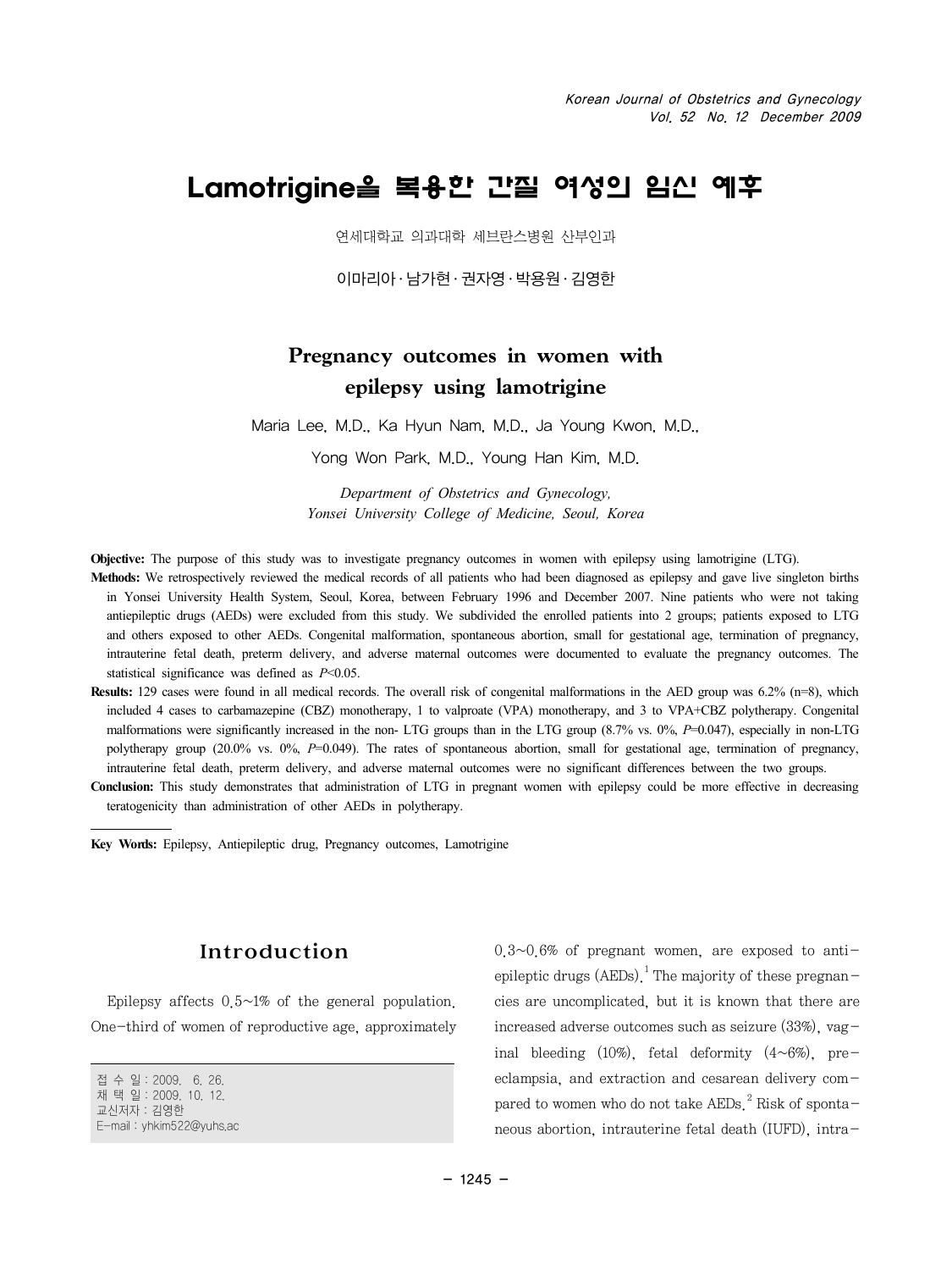# Lamotrigine을 복용한 간질 여성의 임신 예후

연세대학교 의과대학 세브란스병원 산부인과

이마리아·남가현·권자영·박용원·김영한

## Pregnancy outcomes in women with epilepsy using lamotrigine

Maria Lee, M.D., Ka Hyun Nam, M.D., Ja Young Kwon, M.D., Yong Won Park, M.D., Young Han Kim, M.D.

*Department of Obstetrics and Gynecology, Yonsei University College of Medicine, Seoul, Korea*

**Objective:** The purpose of this study was to investigate pregnancy outcomes in women with epilepsy using lamotrigine (LTG).

**Methods:** We retrospectively reviewed the medical records of all patients who had been diagnosed as epilepsy and gave live singleton births in Yonsei University Health System, Seoul, Korea, between February 1996 and December 2007. Nine patients who were not taking antiepileptic drugs (AEDs) were excluded from this study. We subdivided the enrolled patients into 2 groups; patients exposed to LTG and others exposed to other AEDs. Congenital malformation, spontaneous abortion, small for gestational age, termination of pregnancy, intrauterine fetal death, preterm delivery, and adverse maternal outcomes were documented to evaluate the pregnancy outcomes. The statistical significance was defined as $P<0.05$.

**Results:** 129 cases were found in all medical records. The overall risk of congenital malformations in the AED group was 6.2% (n=8), which included 4 cases to carbamazepine (CBZ) monotherapy, 1 to valproate (VPA) monotherapy, and 3 to VPA+CBZ polytherapy. Congenital malformations were significantly increased in the non- LTG groups than in the LTG group (8.7% vs. 0%, $P=0.047$), especially in non-LTG polytherapy group (20.0% vs. 0%, $P=0.049$). The rates of spontaneous abortion, small for gestational age, termination of pregnancy, intrauterine fetal death, preterm delivery, and adverse maternal outcomes were no significant differences between the two groups.

**Conclusion:** This study demonstrates that administration of LTG in pregnant women with epilepsy could be more effective in decreasing teratogenicity than administration of other AEDs in polytherapy.

**Key Words:** Epilepsy, Antiepileptic drug, Pregnancy outcomes, Lamotrigine

접 수 일 : 2009. 6. 26.
채 택 일 : 2009. 10. 12.
교신저자 : 김영한
E-mail : yhkim522@yuhs.ac

## Introduction

Epilepsy affects 0.5~1% of the general population. One-third of women of reproductive age, approximately 0.3~0.6% of pregnant women, are exposed to antiepileptic drugs (AEDs).[1] The majority of these pregnancies are uncomplicated, but it is known that there are increased adverse outcomes such as seizure (33%), vaginal bleeding (10%), fetal deformity (4~6%), preeclampsia, and extraction and cesarean delivery compared to women who do not take AEDs.[2] Risk of spontaneous abortion, intrauterine fetal death (IUFD), intra-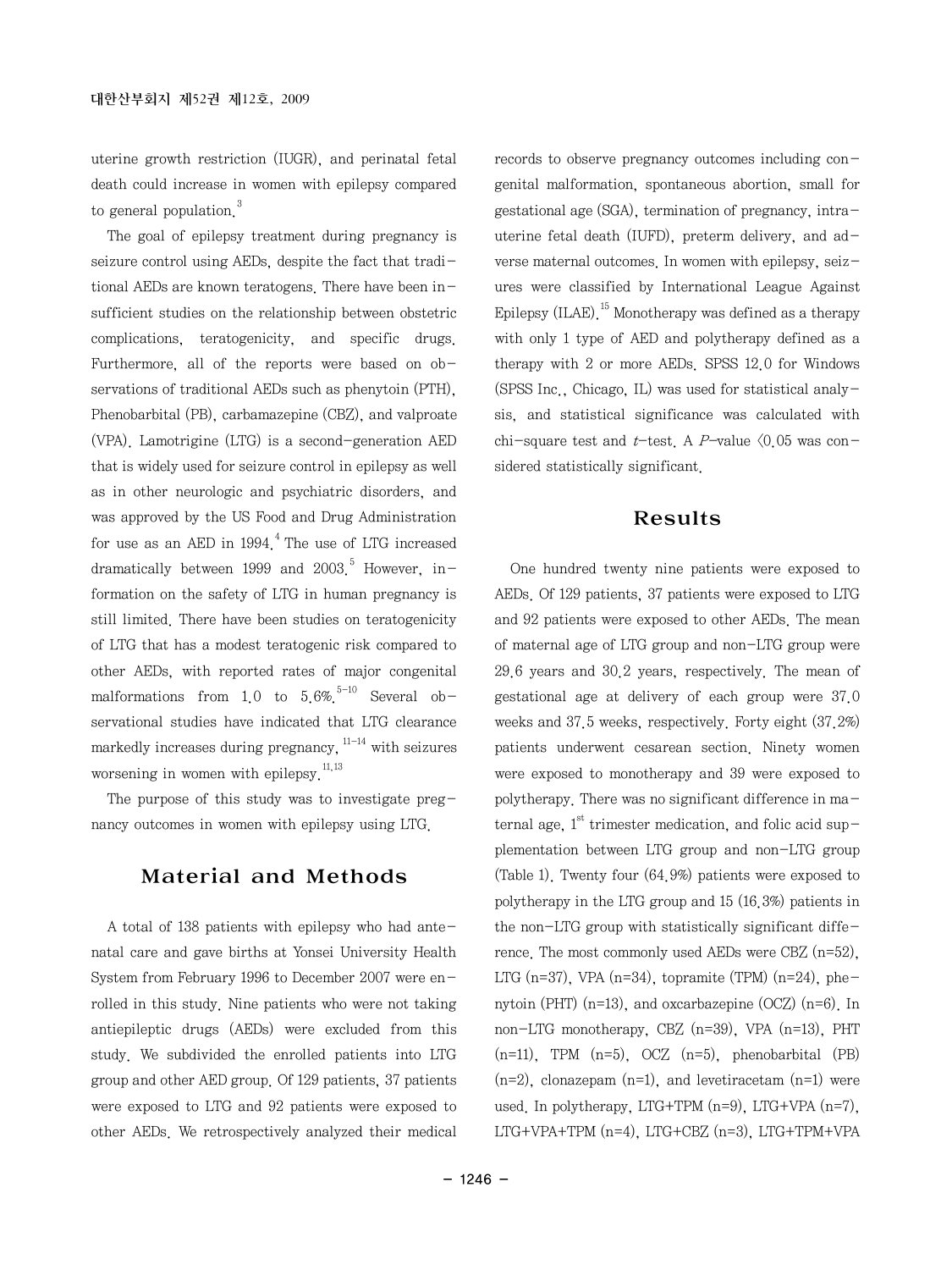uterine growth restriction (IUGR), and perinatal fetal death could increase in women with epilepsy compared to general population.[3]

The goal of epilepsy treatment during pregnancy is seizure control using AEDs, despite the fact that traditional AEDs are known teratogens. There have been insufficient studies on the relationship between obstetric complications, teratogenicity, and specific drugs. Furthermore, all of the reports were based on observations of traditional AEDs such as phenytoin (PTH), Phenobarbital (PB), carbamazepine (CBZ), and valproate (VPA). Lamotrigine (LTG) is a second-generation AED that is widely used for seizure control in epilepsy as well as in other neurologic and psychiatric disorders, and was approved by the US Food and Drug Administration for use as an AED in 1994.[4] The use of LTG increased dramatically between 1999 and 2003.[5] However, information on the safety of LTG in human pregnancy is still limited. There have been studies on teratogenicity of LTG that has a modest teratogenic risk compared to other AEDs, with reported rates of major congenital malformations from 1.0 to 5.6%.[5-10] Several observational studies have indicated that LTG clearance markedly increases during pregnancy,[11-14] with seizures worsening in women with epilepsy.[11,13]

The purpose of this study was to investigate pregnancy outcomes in women with epilepsy using LTG.

## Material and Methods

A total of 138 patients with epilepsy who had antenatal care and gave births at Yonsei University Health System from February 1996 to December 2007 were enrolled in this study. Nine patients who were not taking antiepileptic drugs (AEDs) were excluded from this study. We subdivided the enrolled patients into LTG group and other AED group. Of 129 patients, 37 patients were exposed to LTG and 92 patients were exposed to other AEDs. We retrospectively analyzed their medical records to observe pregnancy outcomes including congenital malformation, spontaneous abortion, small for gestational age (SGA), termination of pregnancy, intrauterine fetal death (IUFD), preterm delivery, and adverse maternal outcomes. In women with epilepsy, seizures were classified by International League Against Epilepsy (ILAE).[15] Monotherapy was defined as a therapy with only 1 type of AED and polytherapy defined as a therapy with 2 or more AEDs. SPSS 12.0 for Windows (SPSS Inc., Chicago, IL) was used for statistical analysis, and statistical significance was calculated with chi-square test and *t*-test. A *P*-value <0.05 was considered statistically significant.

## Results

One hundred twenty nine patients were exposed to AEDs. Of 129 patients, 37 patients were exposed to LTG and 92 patients were exposed to other AEDs. The mean of maternal age of LTG group and non-LTG group were 29.6 years and 30.2 years, respectively. The mean of gestational age at delivery of each group were 37.0 weeks and 37.5 weeks, respectively. Forty eight (37.2%) patients underwent cesarean section. Ninety women were exposed to monotherapy and 39 were exposed to polytherapy. There was no significant difference in maternal age, 1st trimester medication, and folic acid supplementation between LTG group and non-LTG group (Table 1). Twenty four (64.9%) patients were exposed to polytherapy in the LTG group and 15 (16.3%) patients in the non-LTG group with statistically significant difference. The most commonly used AEDs were CBZ (n=52), LTG (n=37), VPA (n=34), topramite (TPM) (n=24), phenytoin (PHT) (n=13), and oxcarbazepine (OCZ) (n=6). In non-LTG monotherapy, CBZ (n=39), VPA (n=13), PHT (n=11), TPM (n=5), OCZ (n=5), phenobarbital (PB) (n=2), clonazepam (n=1), and levetiracetam (n=1) were used. In polytherapy, LTG+TPM (n=9), LTG+VPA (n=7), LTG+VPA+TPM (n=4), LTG+CBZ (n=3), LTG+TPM+VPA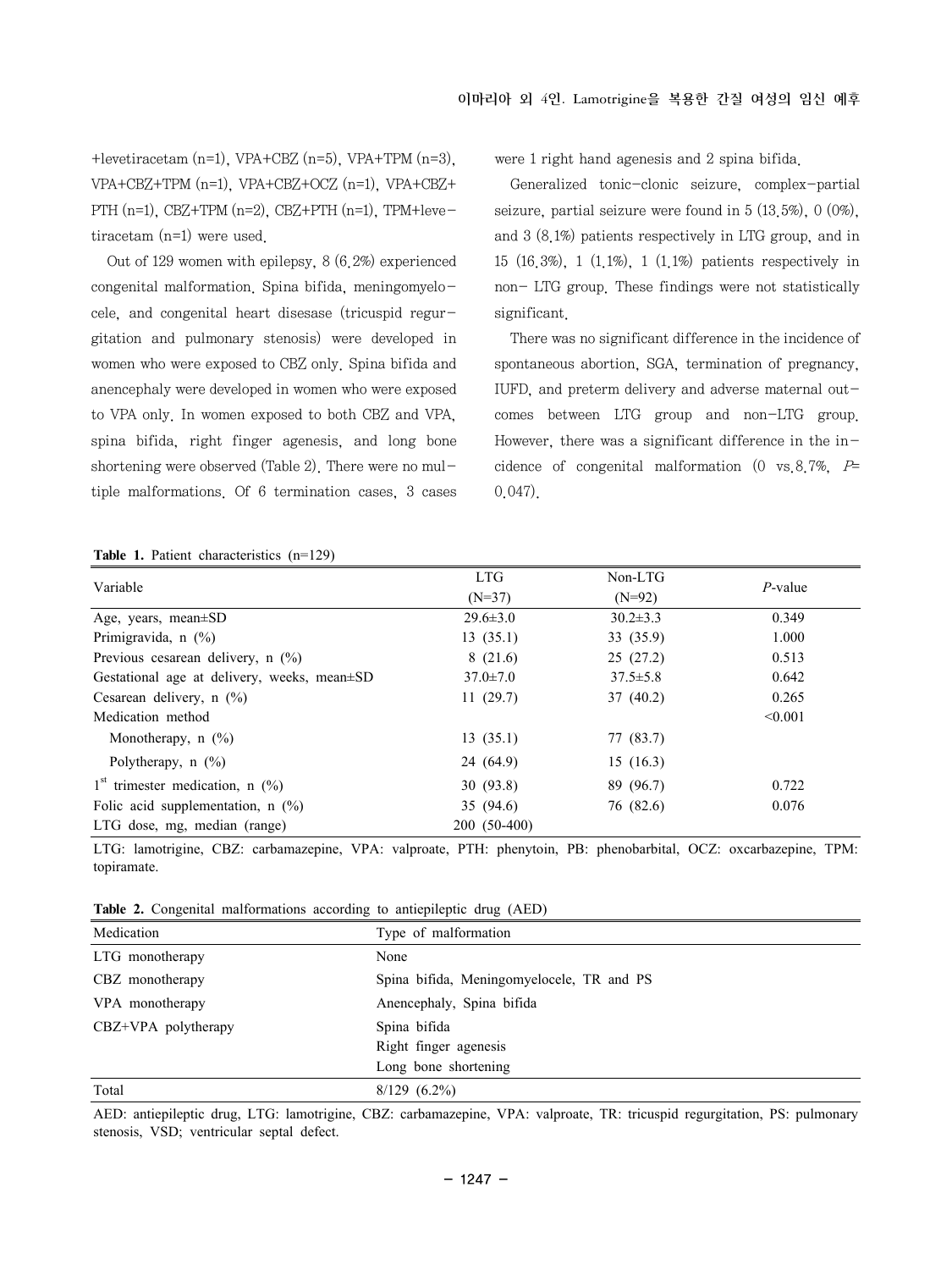+levetiracetam (n=1), VPA+CBZ (n=5), VPA+TPM (n=3), VPA+CBZ+TPM (n=1), VPA+CBZ+OCZ (n=1), VPA+CBZ+PTH (n=1), CBZ+TPM (n=2), CBZ+PTH (n=1), TPM+levetiracetam (n=1) were used.

Out of 129 women with epilepsy, 8 (6.2%) experienced congenital malformation. Spina bifida, meningomyelocele, and congenital heart disease (tricuspid regurgitation and pulmonary stenosis) were developed in women who were exposed to CBZ only. Spina bifida and anencephaly were developed in women who were exposed to VPA only. In women exposed to both CBZ and VPA, spina bifida, right finger agenesis, and long bone shortening were observed (Table 2). There were no multiple malformations. Of 6 termination cases, 3 cases were 1 right hand agenesis and 2 spina bifida.

Generalized tonic-clonic seizure, complex-partial seizure, partial seizure were found in 5 (13.5%), 0 (0%), and 3 (8.1%) patients respectively in LTG group, and in 15 (16.3%), 1 (1.1%), 1 (1.1%) patients respectively in non- LTG group. These findings were not statistically significant.

There was no significant difference in the incidence of spontaneous abortion, SGA, termination of pregnancy, IUFD, and preterm delivery and adverse maternal outcomes between LTG group and non-LTG group. However, there was a significant difference in the incidence of congenital malformation (0 vs.8.7%, *P*= 0.047).

**Table 1.** Patient characteristics (n=129)

| Variable | LTG (N=37) | Non-LTG (N=92) | *P*-value |
|---|---|---|---|
| Age, years, mean±SD | 29.6±3.0 | 30.2±3.3 | 0.349 |
| Primigravida, n (%) | 13 (35.1) | 33 (35.9) | 1.000 |
| Previous cesarean delivery, n (%) | 8 (21.6) | 25 (27.2) | 0.513 |
| Gestational age at delivery, weeks, mean±SD | 37.0±7.0 | 37.5±5.8 | 0.642 |
| Cesarean delivery, n (%) | 11 (29.7) | 37 (40.2) | 0.265 |
| Medication method | | | <0.001 |
| Monotherapy, n (%) | 13 (35.1) | 77 (83.7) | |
| Polytherapy, n (%) | 24 (64.9) | 15 (16.3) | |
| 1st trimester medication, n (%) | 30 (93.8) | 89 (96.7) | 0.722 |
| Folic acid supplementation, n (%) | 35 (94.6) | 76 (82.6) | 0.076 |
| LTG dose, mg, median (range) | 200 (50-400) | | |

LTG: lamotrigine, CBZ: carbamazepine, VPA: valproate, PTH: phenytoin, PB: phenobarbital, OCZ: oxcarbazepine, TPM: topiramate.

**Table 2.** Congenital malformations according to antiepileptic drug (AED)

| Medication | Type of malformation |
|---|---|
| LTG monotherapy | None |
| CBZ monotherapy | Spina bifida, Meningomyelocele, TR and PS |
| VPA monotherapy | Anencephaly, Spina bifida |
| CBZ+VPA polytherapy | Spina bifida<br>Right finger agenesis<br>Long bone shortening |
| Total | 8/129 (6.2%) |

AED: antiepileptic drug, LTG: lamotrigine, CBZ: carbamazepine, VPA: valproate, TR: tricuspid regurgitation, PS: pulmonary stenosis, VSD; ventricular septal defect.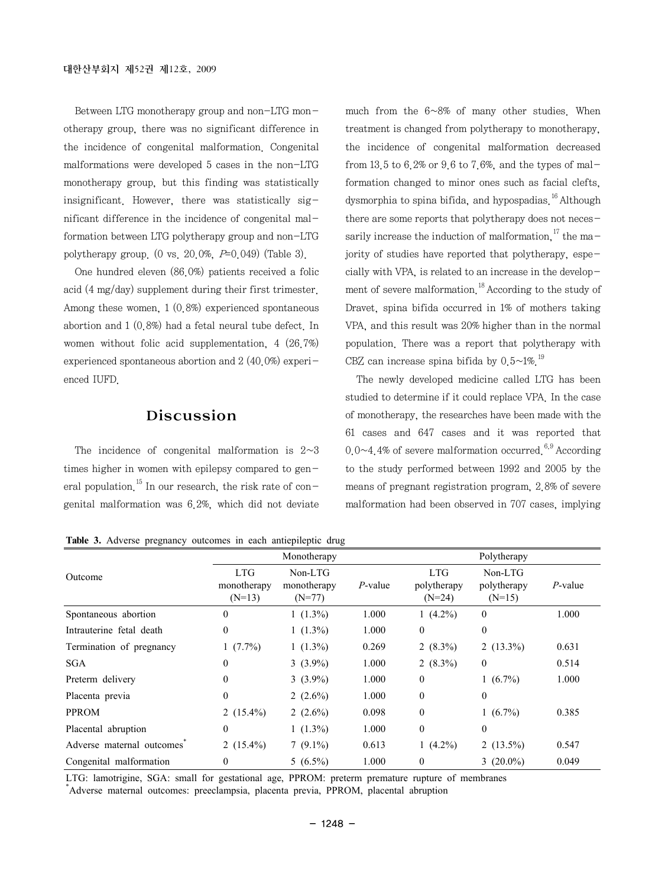Between LTG monotherapy group and non-LTG monotherapy group, there was no significant difference in the incidence of congenital malformation. Congenital malformations were developed 5 cases in the non-LTG monotherapy group, but this finding was statistically insignificant. However, there was statistically significant difference in the incidence of congenital malformation between LTG polytherapy group and non-LTG polytherapy group. (0 vs. 20.0%, $P$=0.049) (Table 3).

One hundred eleven (86.0%) patients received a folic acid (4 mg/day) supplement during their first trimester. Among these women, 1 (0.8%) experienced spontaneous abortion and 1 (0.8%) had a fetal neural tube defect. In women without folic acid supplementation, 4 (26.7%) experienced spontaneous abortion and 2 (40.0%) experienced IUFD.

## Discussion

The incidence of congenital malformation is 2~3 times higher in women with epilepsy compared to general population.[15] In our research, the risk rate of congenital malformation was 6.2%, which did not deviate much from the 6~8% of many other studies. When treatment is changed from polytherapy to monotherapy, the incidence of congenital malformation decreased from 13.5 to 6.2% or 9.6 to 7.6%, and the types of malformation changed to minor ones such as facial clefts, dysmorphia to spina bifida, and hypospadias.[16] Although there are some reports that polytherapy does not necessarily increase the induction of malformation,[17] the majority of studies have reported that polytherapy, especially with VPA, is related to an increase in the development of severe malformation.[18] According to the study of Dravet, spina bifida occurred in 1% of mothers taking VPA, and this result was 20% higher than in the normal population. There was a report that polytherapy with CBZ can increase spina bifida by 0.5~1%.[19]

The newly developed medicine called LTG has been studied to determine if it could replace VPA. In the case of monotherapy, the researches have been made with the 61 cases and 647 cases and it was reported that 0.0~4.4% of severe malformation occurred.[6,9] According to the study performed between 1992 and 2005 by the means of pregnant registration program, 2.8% of severe malformation had been observed in 707 cases, implying

**Table 3.** Adverse pregnancy outcomes in each antiepileptic drug

| Outcome | Monotherapy | | | Polytherapy | | |
|---|---|---|---|---|---|---|
| | LTG monotherapy (N=13) | Non-LTG monotherapy (N=77) | $P$-value | LTG polytherapy (N=24) | Non-LTG polytherapy (N=15) | $P$-value |
| Spontaneous abortion | 0 | 1 (1.3%) | 1.000 | 1 (4.2%) | 0 | 1.000 |
| Intrauterine fetal death | 0 | 1 (1.3%) | 1.000 | 0 | 0 | |
| Termination of pregnancy | 1 (7.7%) | 1 (1.3%) | 0.269 | 2 (8.3%) | 2 (13.3%) | 0.631 |
| SGA | 0 | 3 (3.9%) | 1.000 | 2 (8.3%) | 0 | 0.514 |
| Preterm delivery | 0 | 3 (3.9%) | 1.000 | 0 | 1 (6.7%) | 1.000 |
| Placenta previa | 0 | 2 (2.6%) | 1.000 | 0 | 0 | |
| PPROM | 2 (15.4%) | 2 (2.6%) | 0.098 | 0 | 1 (6.7%) | 0.385 |
| Placental abruption | 0 | 1 (1.3%) | 1.000 | 0 | 0 | |
| Adverse maternal outcomes* | 2 (15.4%) | 7 (9.1%) | 0.613 | 1 (4.2%) | 2 (13.5%) | 0.547 |
| Congenital malformation | 0 | 5 (6.5%) | 1.000 | 0 | 3 (20.0%) | 0.049 |

LTG: lamotrigine, SGA: small for gestational age, PPROM: preterm premature rupture of membranes
*Adverse maternal outcomes: preeclampsia, placenta previa, PPROM, placental abruption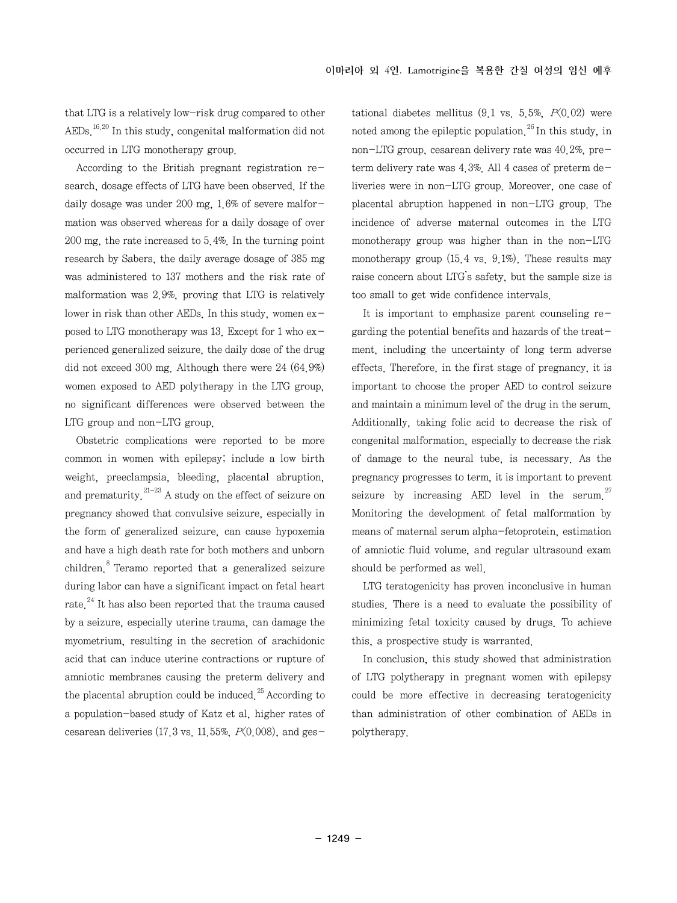that LTG is a relatively low-risk drug compared to other AEDs.[16,20] In this study, congenital malformation did not occurred in LTG monotherapy group.

According to the British pregnant registration research, dosage effects of LTG have been observed. If the daily dosage was under 200 mg, 1.6% of severe malformation was observed whereas for a daily dosage of over 200 mg, the rate increased to 5.4%. In the turning point research by Sabers, the daily average dosage of 385 mg was administered to 137 mothers and the risk rate of malformation was 2.9%, proving that LTG is relatively lower in risk than other AEDs. In this study, women exposed to LTG monotherapy was 13. Except for 1 who experienced generalized seizure, the daily dose of the drug did not exceed 300 mg. Although there were 24 (64.9%) women exposed to AED polytherapy in the LTG group, no significant differences were observed between the LTG group and non-LTG group.

Obstetric complications were reported to be more common in women with epilepsy; include a low birth weight, preeclampsia, bleeding, placental abruption, and prematurity.[21-23] A study on the effect of seizure on pregnancy showed that convulsive seizure, especially in the form of generalized seizure, can cause hypoxemia and have a high death rate for both mothers and unborn children.[8] Teramo reported that a generalized seizure during labor can have a significant impact on fetal heart rate.[24] It has also been reported that the trauma caused by a seizure, especially uterine trauma, can damage the myometrium, resulting in the secretion of arachidonic acid that can induce uterine contractions or rupture of amniotic membranes causing the preterm delivery and the placental abruption could be induced.[25] According to a population-based study of Katz et al, higher rates of cesarean deliveries (17.3 vs. 11.55%, $P<0.008$), and gestational diabetes mellitus (9.1 vs. 5.5%, $P<0.02$) were noted among the epileptic population.[26] In this study, in non-LTG group, cesarean delivery rate was 40.2%, preterm delivery rate was 4.3%. All 4 cases of preterm deliveries were in non-LTG group. Moreover, one case of placental abruption happened in non-LTG group. The incidence of adverse maternal outcomes in the LTG monotherapy group was higher than in the non-LTG monotherapy group (15.4 vs. 9.1%). These results may raise concern about LTG's safety, but the sample size is too small to get wide confidence intervals.

It is important to emphasize parent counseling regarding the potential benefits and hazards of the treatment, including the uncertainty of long term adverse effects. Therefore, in the first stage of pregnancy, it is important to choose the proper AED to control seizure and maintain a minimum level of the drug in the serum. Additionally, taking folic acid to decrease the risk of congenital malformation, especially to decrease the risk of damage to the neural tube, is necessary. As the pregnancy progresses to term, it is important to prevent seizure by increasing AED level in the serum.[27] Monitoring the development of fetal malformation by means of maternal serum alpha-fetoprotein, estimation of amniotic fluid volume, and regular ultrasound exam should be performed as well.

LTG teratogenicity has proven inconclusive in human studies. There is a need to evaluate the possibility of minimizing fetal toxicity caused by drugs. To achieve this, a prospective study is warranted.

In conclusion, this study showed that administration of LTG polytherapy in pregnant women with epilepsy could be more effective in decreasing teratogenicity than administration of other combination of AEDs in polytherapy.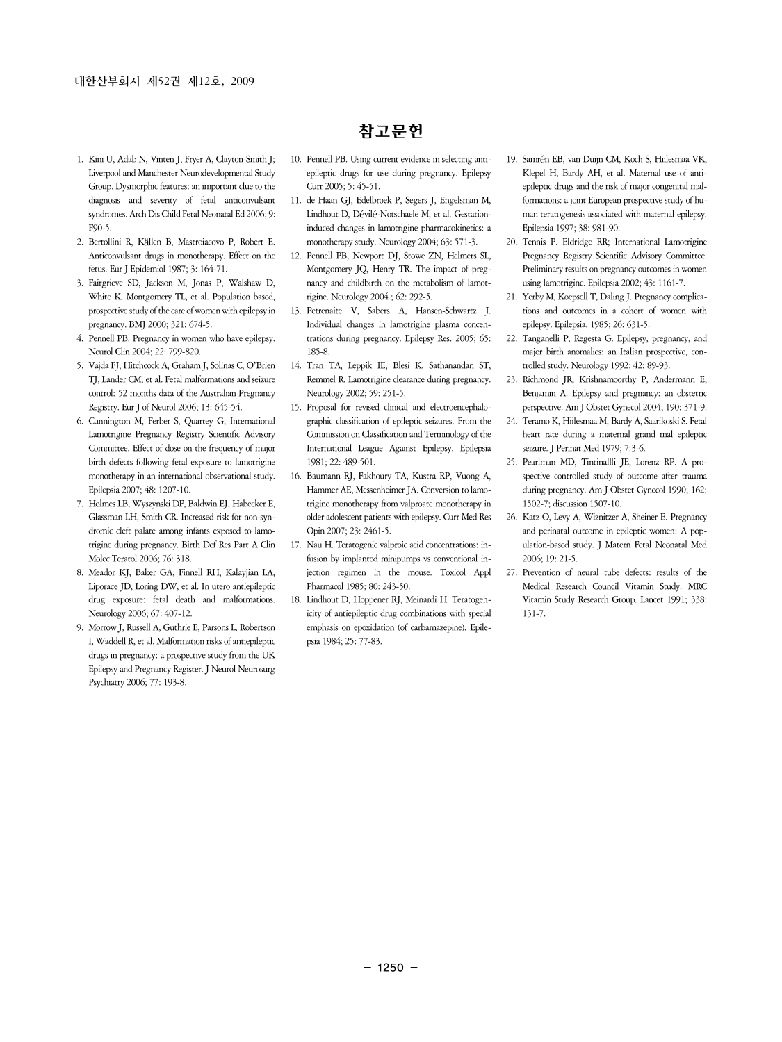# 참고문헌

1. Kini U, Adab N, Vinten J, Fryer A, Clayton-Smith J; Liverpool and Manchester Neurodevelopmental Study Group. Dysmorphic features: an important clue to the diagnosis and severity of fetal anticonvulsant syndromes. Arch Dis Child Fetal Neonatal Ed 2006; 9: F90-5.
2. Bertollini R, Källen B, Mastroiacovo P, Robert E. Anticonvulsant drugs in monotherapy. Effect on the fetus. Eur J Epidemiol 1987; 3: 164-71.
3. Fairgrieve SD, Jackson M, Jonas P, Walshaw D, White K, Montgomery TL, et al. Population based, prospective study of the care of women with epilepsy in pregnancy. BMJ 2000; 321: 674-5.
4. Pennell PB. Pregnancy in women who have epilepsy. Neurol Clin 2004; 22: 799-820.
5. Vajda FJ, Hitchcock A, Graham J, Solinas C, O'Brien TJ, Lander CM, et al. Fetal malformations and seizure control: 52 months data of the Australian Pregnancy Registry. Eur J of Neurol 2006; 13: 645-54.
6. Cunnington M, Ferber S, Quartey G; International Lamotrigine Pregnancy Registry Scientific Advisory Committee. Effect of dose on the frequency of major birth defects following fetal exposure to lamotrigine monotherapy in an international observational study. Epilepsia 2007; 48: 1207-10.
7. Holmes LB, Wyszynski DF, Baldwin EJ, Habecker E, Glassman LH, Smith CR. Increased risk for non-syndromic cleft palate among infants exposed to lamotrigine during pregnancy. Birth Def Res Part A Clin Molec Teratol 2006; 76: 318.
8. Meador KJ, Baker GA, Finnell RH, Kalayjian LA, Liporace JD, Loring DW, et al. In utero antiepileptic drug exposure: fetal death and malformations. Neurology 2006; 67: 407-12.
9. Morrow J, Russell A, Guthrie E, Parsons L, Robertson I, Waddell R, et al. Malformation risks of antiepileptic drugs in pregnancy: a prospective study from the UK Epilepsy and Pregnancy Register. J Neurol Neurosurg Psychiatry 2006; 77: 193-8.
10. Pennell PB. Using current evidence in selecting antiepileptic drugs for use during pregnancy. Epilepsy Curr 2005; 5: 45-51.
11. de Haan GJ, Edelbroek P, Segers J, Engelsman M, Lindhout D, Dévilé-Notschaele M, et al. Gestation-induced changes in lamotrigine pharmacokinetics: a monotherapy study. Neurology 2004; 63: 571-3.
12. Pennell PB, Newport DJ, Stowe ZN, Helmers SL, Montgomery JQ, Henry TR. The impact of pregnancy and childbirth on the metabolism of lamotrigine. Neurology 2004 ; 62: 292-5.
13. Petrenaite V, Sabers A, Hansen-Schwartz J. Individual changes in lamotrigine plasma concentrations during pregnancy. Epilepsy Res. 2005; 65: 185-8.
14. Tran TA, Leppik IE, Blesi K, Sathanandan ST, Remmel R. Lamotrigine clearance during pregnancy. Neurology 2002; 59: 251-5.
15. Proposal for revised clinical and electroencephalographic classification of epileptic seizures. From the Commission on Classification and Terminology of the International League Against Epilepsy. Epilepsia 1981; 22: 489-501.
16. Baumann RJ, Fakhoury TA, Kustra RP, Vuong A, Hammer AE, Messenheimer JA. Conversion to lamotrigine monotherapy from valproate monotherapy in older adolescent patients with epilepsy. Curr Med Res Opin 2007; 23: 2461-5.
17. Nau H. Teratogenic valproic acid concentrations: infusion by implanted minipumps vs conventional injection regimen in the mouse. Toxicol Appl Pharmacol 1985; 80: 243-50.
18. Lindhout D, Hoppener RJ, Meinardi H. Teratogenicity of antiepileptic drug combinations with special emphasis on epoxidation (of carbamazepine). Epilepsia 1984; 25: 77-83.
19. Samrén EB, van Duijn CM, Koch S, Hiilesmaa VK, Klepel H, Bardy AH, et al. Maternal use of antiepileptic drugs and the risk of major congenital malformations: a joint European prospective study of human teratogenesis associated with maternal epilepsy. Epilepsia 1997; 38: 981-90.
20. Tennis P. Eldridge RR; International Lamotrigine Pregnancy Registry Scientific Advisory Committee. Preliminary results on pregnancy outcomes in women using lamotrigine. Epilepsia 2002; 43: 1161-7.
21. Yerby M, Koepsell T, Daling J. Pregnancy complications and outcomes in a cohort of women with epilepsy. Epilepsia. 1985; 26: 631-5.
22. Tanganelli P, Regesta G. Epilepsy, pregnancy, and major birth anomalies: an Italian prospective, controlled study. Neurology 1992; 42: 89-93.
23. Richmond JR, Krishnamoorthy P, Andermann E, Benjamin A. Epilepsy and pregnancy: an obstetric perspective. Am J Obstet Gynecol 2004; 190: 371-9.
24. Teramo K, Hiilesmaa M, Bardy A, Saarikoski S. Fetal heart rate during a maternal grand mal epileptic seizure. J Perinat Med 1979; 7:3-6.
25. Pearlman MD, Tintinallli JE, Lorenz RP. A prospective controlled study of outcome after trauma during pregnancy. Am J Obstet Gynecol 1990; 162: 1502-7; discussion 1507-10.
26. Katz O, Levy A, Wiznitzer A, Sheiner E. Pregnancy and perinatal outcome in epileptic women: A population-based study. J Matern Fetal Neonatal Med 2006; 19: 21-5.
27. Prevention of neural tube defects: results of the Medical Research Council Vitamin Study. MRC Vitamin Study Research Group. Lancet 1991; 338: 131-7.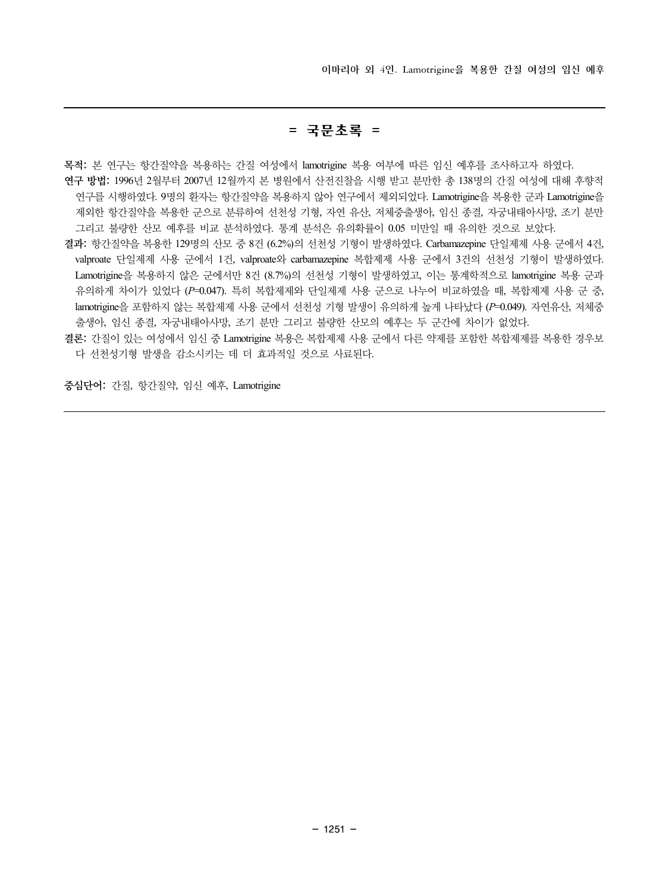## = 국문초록 =

**목적:** 본 연구는 항간질약을 복용하는 간질 여성에서 lamotrigine 복용 여부에 따른 임신 예후를 조사하고자 하였다.

**연구 방법:** 1996년 2월부터 2007년 12월까지 본 병원에서 산전진찰을 시행 받고 분만한 총 138명의 간질 여성에 대해 후향적 연구를 시행하였다. 9명의 환자는 항간질약을 복용하지 않아 연구에서 제외되었다. Lamotrigine을 복용한 군과 Lamotrigine을 제외한 항간질약을 복용한 군으로 분류하여 선천성 기형, 자연 유산, 저체중출생아, 임신 종결, 자궁내태아사망, 조기 분만 그리고 불량한 산모 예후를 비교 분석하였다. 통계 분석은 유의확률이 0.05 미만일 때 유의한 것으로 보았다.

**결과:** 항간질약을 복용한 129명의 산모 중 8건 (6.2%)의 선천성 기형이 발생하였다. Carbamazepine 단일제제 사용 군에서 4건, valproate 단일제제 사용 군에서 1건, valproate와 carbamazepine 복합제제 사용 군에서 3건의 선천성 기형이 발생하였다. Lamotrigine을 복용하지 않은 군에서만 8건 (8.7%)의 선천성 기형이 발생하였고, 이는 통계학적으로 lamotrigine 복용 군과 유의하게 차이가 있었다 ($P$=0.047). 특히 복합제제와 단일제제 사용 군으로 나누어 비교하였을 때, 복합제제 사용 군 중, lamotrigine을 포함하지 않는 복합제제 사용 군에서 선천성 기형 발생이 유의하게 높게 나타났다 ($P$=0.049). 자연유산, 저체중출생아, 임신 종결, 자궁내태아사망, 조기 분만 그리고 불량한 산모의 예후는 두 군간에 차이가 없었다.

**결론:** 간질이 있는 여성에서 임신 중 Lamotrigine 복용은 복합제제 사용 군에서 다른 약제를 포함한 복합제제를 복용한 경우보다 선천성기형 발생을 감소시키는 데 더 효과적일 것으로 사료된다.

**중심단어:** 간질, 항간질약, 임신 예후, Lamotrigine